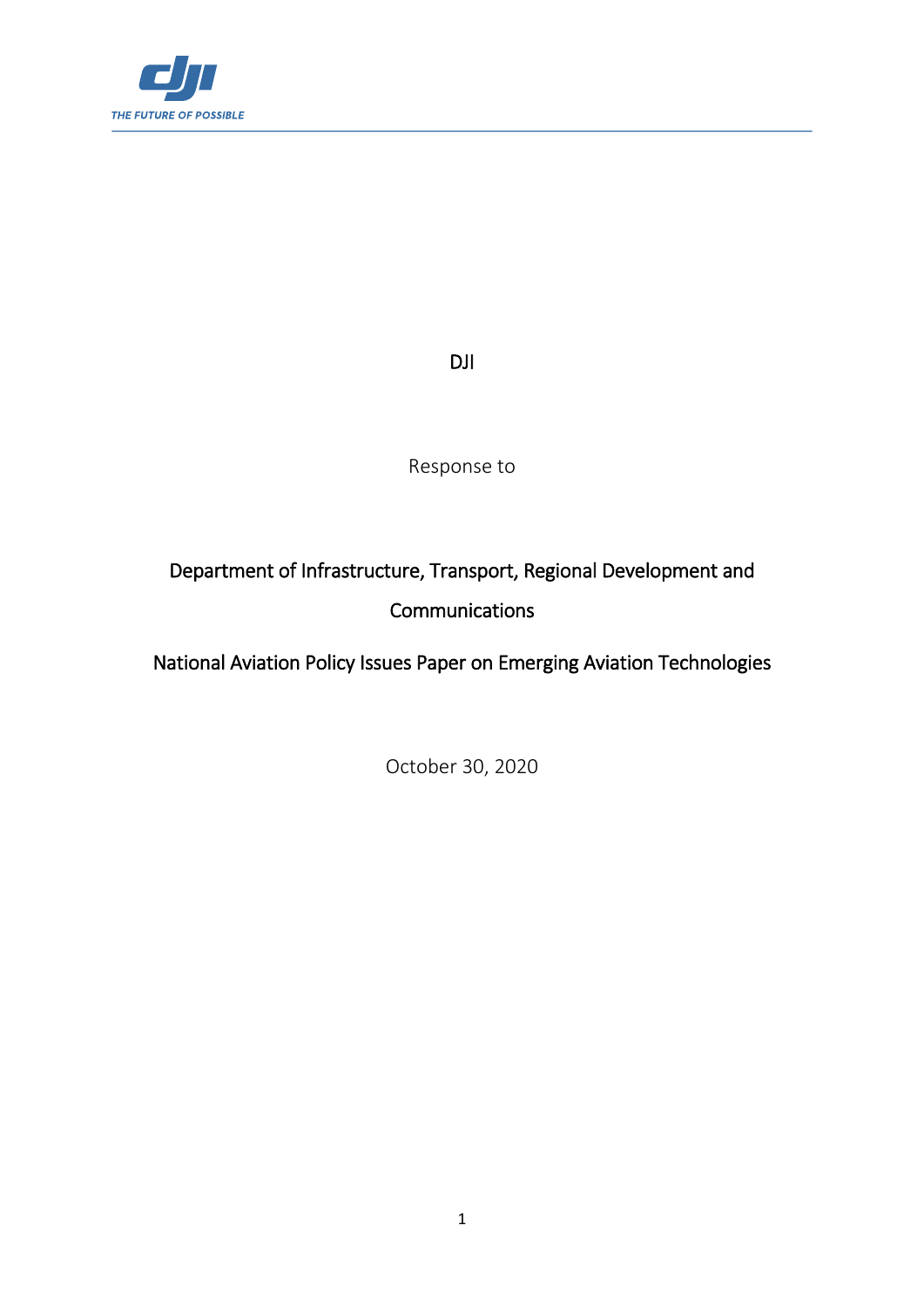DJI

Response to

Department of Infrastructure, Transport, Regional Development and Communications

National Aviation Policy Issues Paper on Emerging Aviation Technologies

October 30, 2020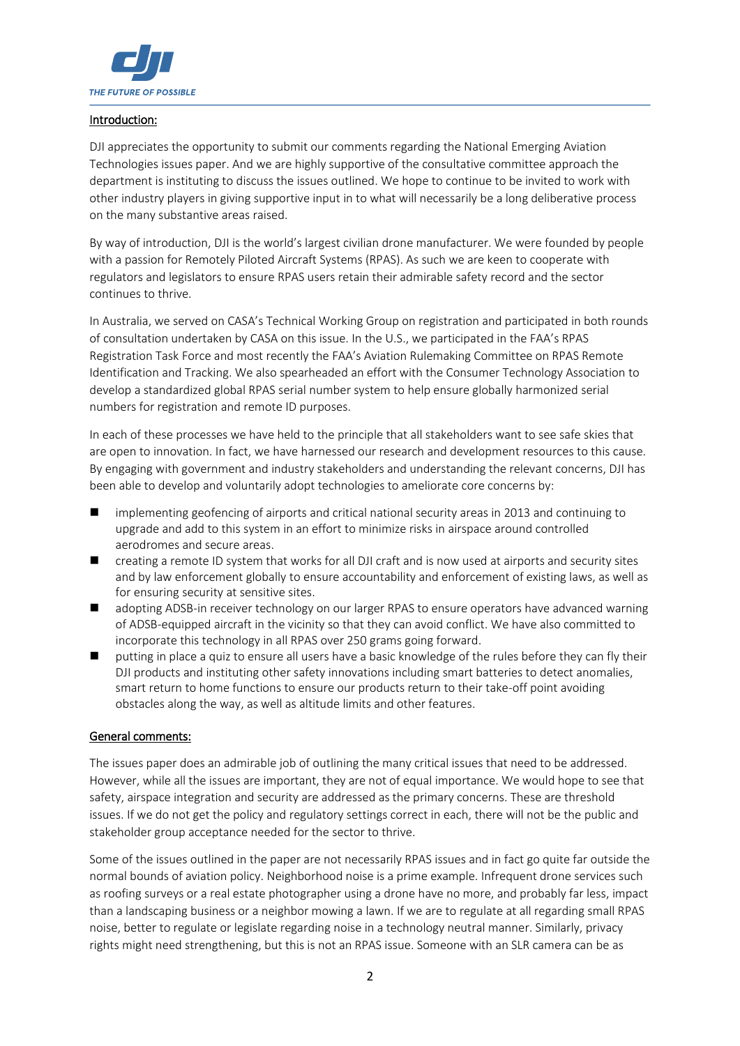## Introduction:

DJI appreciates the opportunity to submit our comments regarding the National Emerging Aviation Technologies issues paper. And we are highly supportive of the consultative committee approach the department is instituting to discuss the issues outlined. We hope to continue to be invited to work with other industry players in giving supportive input in to what will necessarily be a long deliberative process on the many substantive areas raised.

By way of introduction, DJI is the world's largest civilian drone manufacturer. We were founded by people with a passion for Remotely Piloted Aircraft Systems (RPAS). As such we are keen to cooperate with regulators and legislators to ensure RPAS users retain their admirable safety record and the sector continues to thrive.

In Australia, we served on CASA's Technical Working Group on registration and participated in both rounds of consultation undertaken by CASA on this issue. In the U.S., we participated in the FAA's RPAS Registration Task Force and most recently the FAA's Aviation Rulemaking Committee on RPAS Remote Identification and Tracking. We also spearheaded an effort with the Consumer Technology Association to develop a standardized global RPAS serial number system to help ensure globally harmonized serial numbers for registration and remote ID purposes.

In each of these processes we have held to the principle that all stakeholders want to see safe skies that are open to innovation. In fact, we have harnessed our research and development resources to this cause. By engaging with government and industry stakeholders and understanding the relevant concerns, DJI has been able to develop and voluntarily adopt technologies to ameliorate core concerns by:

- implementing geofencing of airports and critical national security areas in 2013 and continuing to upgrade and add to this system in an effort to minimize risks in airspace around controlled aerodromes and secure areas.
- creating a remote ID system that works for all DJI craft and is now used at airports and security sites and by law enforcement globally to ensure accountability and enforcement of existing laws, as well as for ensuring security at sensitive sites.
- adopting ADSB-in receiver technology on our larger RPAS to ensure operators have advanced warning of ADSB-equipped aircraft in the vicinity so that they can avoid conflict. We have also committed to incorporate this technology in all RPAS over 250 grams going forward.
- putting in place a quiz to ensure all users have a basic knowledge of the rules before they can fly their DJI products and instituting other safety innovations including smart batteries to detect anomalies, smart return to home functions to ensure our products return to their take-off point avoiding obstacles along the way, as well as altitude limits and other features.

## General comments:

The issues paper does an admirable job of outlining the many critical issues that need to be addressed. However, while all the issues are important, they are not of equal importance. We would hope to see that safety, airspace integration and security are addressed as the primary concerns. These are threshold issues. If we do not get the policy and regulatory settings correct in each, there will not be the public and stakeholder group acceptance needed for the sector to thrive.

Some of the issues outlined in the paper are not necessarily RPAS issues and in fact go quite far outside the normal bounds of aviation policy. Neighborhood noise is a prime example. Infrequent drone services such as roofing surveys or a real estate photographer using a drone have no more, and probably far less, impact than a landscaping business or a neighbor mowing a lawn. If we are to regulate at all regarding small RPAS noise, better to regulate or legislate regarding noise in a technology neutral manner. Similarly, privacy rights might need strengthening, but this is not an RPAS issue. Someone with an SLR camera can be as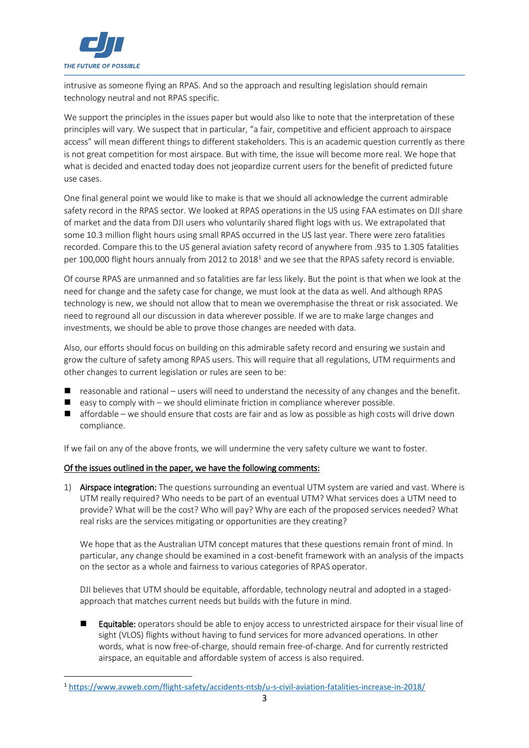intrusive as someone flying an RPAS. And so the approach and resulting legislation should remain technology neutral and not RPAS specific.

We support the principles in the issues paper but would also like to note that the interpretation of these principles will vary. We suspect that in particular, "a fair, competitive and efficient approach to airspace access" will mean different things to different stakeholders. This is an academic question currently as there is not great competition for most airspace. But with time, the issue will become more real. We hope that what is decided and enacted today does not jeopardize current users for the benefit of predicted future use cases.

One final general point we would like to make is that we should all acknowledge the current admirable safety record in the RPAS sector. We looked at RPAS operations in the US using FAA estimates on DJI share of market and the data from DJI users who voluntarily shared flight logs with us. We extrapolated that some 10.3 million flight hours using small RPAS occurred in the US last year. There were zero fatalities recorded. Compare this to the US general aviation safety record of anywhere from .935 to 1.305 fatalities per 100,000 flight hours annualy from 2012 to 2018[1] and we see that the RPAS safety record is enviable.

Of course RPAS are unmanned and so fatalities are far less likely. But the point is that when we look at the need for change and the safety case for change, we must look at the data as well. And although RPAS technology is new, we should not allow that to mean we overemphasise the threat or risk associated. We need to reground all our discussion in data wherever possible. If we are to make large changes and investments, we should be able to prove those changes are needed with data.

Also, our efforts should focus on building on this admirable safety record and ensuring we sustain and grow the culture of safety among RPAS users. This will require that all regulations, UTM requirments and other changes to current legislation or rules are seen to be:

- reasonable and rational – users will need to understand the necessity of any changes and the benefit.
- easy to comply with – we should eliminate friction in compliance wherever possible.
- affordable – we should ensure that costs are fair and as low as possible as high costs will drive down compliance.

If we fail on any of the above fronts, we will undermine the very safety culture we want to foster.

<u>Of the issues outlined in the paper, we have the following comments:</u>

1) **Airspace integration:** The questions surrounding an eventual UTM system are varied and vast. Where is UTM really required? Who needs to be part of an eventual UTM? What services does a UTM need to provide? What will be the cost? Who will pay? Why are each of the proposed services needed? What real risks are the services mitigating or opportunities are they creating?

   We hope that as the Australian UTM concept matures that these questions remain front of mind. In particular, any change should be examined in a cost-benefit framework with an analysis of the impacts on the sector as a whole and fairness to various categories of RPAS operator.

   DJI believes that UTM should be equitable, affordable, technology neutral and adopted in a staged-approach that matches current needs but builds with the future in mind.

   - **Equitable:** operators should be able to enjoy access to unrestricted airspace for their visual line of sight (VLOS) flights without having to fund services for more advanced operations. In other words, what is now free-of-charge, should remain free-of-charge. And for currently restricted airspace, an equitable and affordable system of access is also required.

[1] https://www.avweb.com/flight-safety/accidents-ntsb/u-s-civil-aviation-fatalities-increase-in-2018/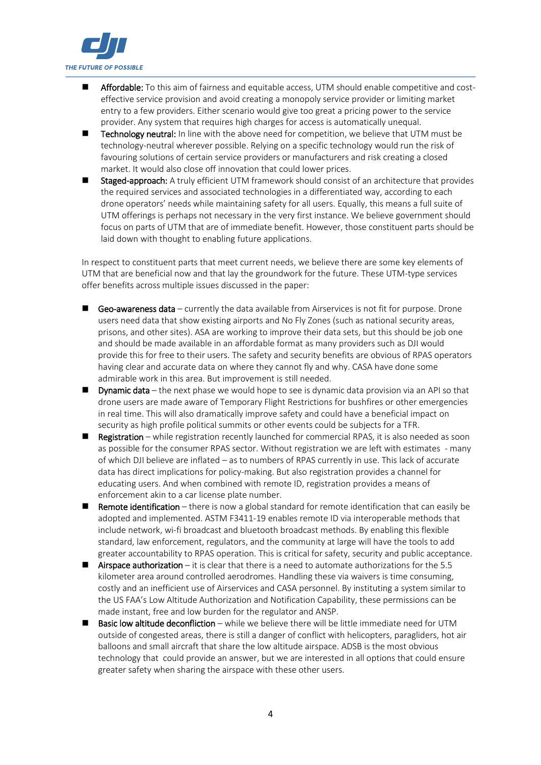- Affordable: To this aim of fairness and equitable access, UTM should enable competitive and cost-effective service provision and avoid creating a monopoly service provider or limiting market entry to a few providers. Either scenario would give too great a pricing power to the service provider. Any system that requires high charges for access is automatically unequal.
- Technology neutral: In line with the above need for competition, we believe that UTM must be technology-neutral wherever possible. Relying on a specific technology would run the risk of favouring solutions of certain service providers or manufacturers and risk creating a closed market. It would also close off innovation that could lower prices.
- Staged-approach: A truly efficient UTM framework should consist of an architecture that provides the required services and associated technologies in a differentiated way, according to each drone operators' needs while maintaining safety for all users. Equally, this means a full suite of UTM offerings is perhaps not necessary in the very first instance. We believe government should focus on parts of UTM that are of immediate benefit. However, those constituent parts should be laid down with thought to enabling future applications.

In respect to constituent parts that meet current needs, we believe there are some key elements of UTM that are beneficial now and that lay the groundwork for the future. These UTM-type services offer benefits across multiple issues discussed in the paper:

- Geo-awareness data – currently the data available from Airservices is not fit for purpose. Drone users need data that show existing airports and No Fly Zones (such as national security areas, prisons, and other sites). ASA are working to improve their data sets, but this should be job one and should be made available in an affordable format as many providers such as DJI would provide this for free to their users. The safety and security benefits are obvious of RPAS operators having clear and accurate data on where they cannot fly and why. CASA have done some admirable work in this area. But improvement is still needed.
- Dynamic data – the next phase we would hope to see is dynamic data provision via an API so that drone users are made aware of Temporary Flight Restrictions for bushfires or other emergencies in real time. This will also dramatically improve safety and could have a beneficial impact on security as high profile political summits or other events could be subjects for a TFR.
- Registration – while registration recently launched for commercial RPAS, it is also needed as soon as possible for the consumer RPAS sector. Without registration we are left with estimates - many of which DJI believe are inflated – as to numbers of RPAS currently in use. This lack of accurate data has direct implications for policy-making. But also registration provides a channel for educating users. And when combined with remote ID, registration provides a means of enforcement akin to a car license plate number.
- Remote identification – there is now a global standard for remote identification that can easily be adopted and implemented. ASTM F3411-19 enables remote ID via interoperable methods that include network, wi-fi broadcast and bluetooth broadcast methods. By enabling this flexible standard, law enforcement, regulators, and the community at large will have the tools to add greater accountability to RPAS operation. This is critical for safety, security and public acceptance.
- Airspace authorization – it is clear that there is a need to automate authorizations for the 5.5 kilometer area around controlled aerodromes. Handling these via waivers is time consuming, costly and an inefficient use of Airservices and CASA personnel. By instituting a system similar to the US FAA's Low Altitude Authorization and Notification Capability, these permissions can be made instant, free and low burden for the regulator and ANSP.
- Basic low altitude deconfliction – while we believe there will be little immediate need for UTM outside of congested areas, there is still a danger of conflict with helicopters, paragliders, hot air balloons and small aircraft that share the low altitude airspace. ADSB is the most obvious technology that could provide an answer, but we are interested in all options that could ensure greater safety when sharing the airspace with these other users.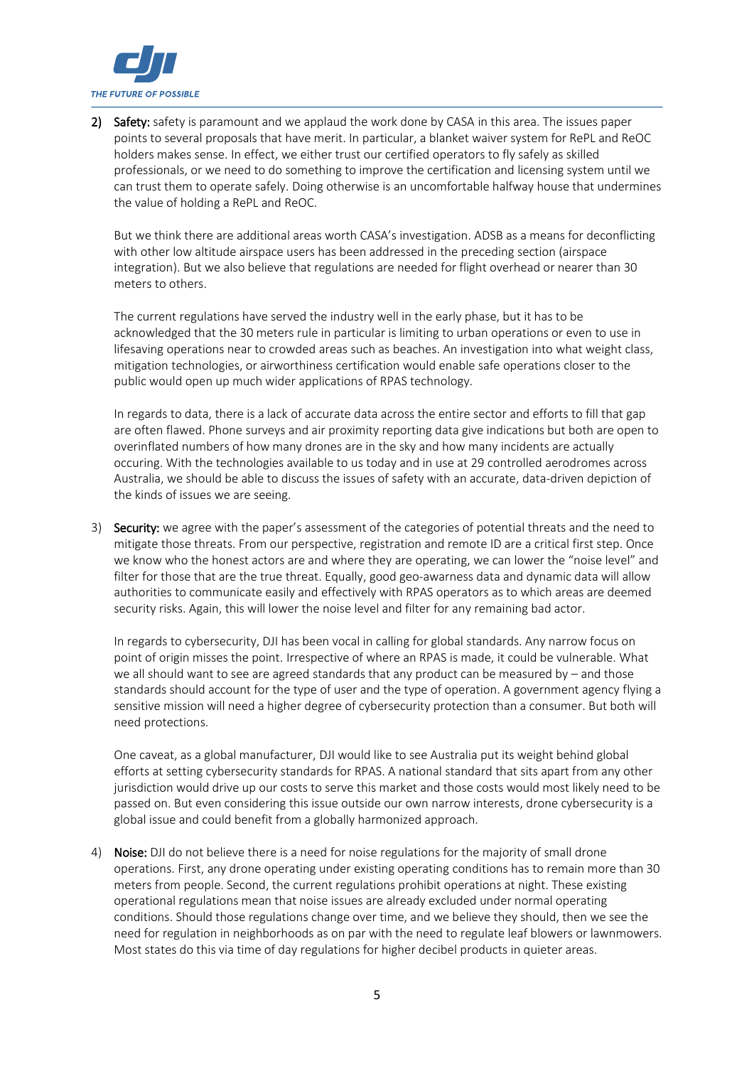2) **Safety:** safety is paramount and we applaud the work done by CASA in this area. The issues paper points to several proposals that have merit. In particular, a blanket waiver system for RePL and ReOC holders makes sense. In effect, we either trust our certified operators to fly safely as skilled professionals, or we need to do something to improve the certification and licensing system until we can trust them to operate safely. Doing otherwise is an uncomfortable halfway house that undermines the value of holding a RePL and ReOC.

   But we think there are additional areas worth CASA's investigation. ADSB as a means for deconflicting with other low altitude airspace users has been addressed in the preceding section (airspace integration). But we also believe that regulations are needed for flight overhead or nearer than 30 meters to others.

   The current regulations have served the industry well in the early phase, but it has to be acknowledged that the 30 meters rule in particular is limiting to urban operations or even to use in lifesaving operations near to crowded areas such as beaches. An investigation into what weight class, mitigation technologies, or airworthiness certification would enable safe operations closer to the public would open up much wider applications of RPAS technology.

   In regards to data, there is a lack of accurate data across the entire sector and efforts to fill that gap are often flawed. Phone surveys and air proximity reporting data give indications but both are open to overinflated numbers of how many drones are in the sky and how many incidents are actually occuring. With the technologies available to us today and in use at 29 controlled aerodromes across Australia, we should be able to discuss the issues of safety with an accurate, data-driven depiction of the kinds of issues we are seeing.

3) **Security:** we agree with the paper's assessment of the categories of potential threats and the need to mitigate those threats. From our perspective, registration and remote ID are a critical first step. Once we know who the honest actors are and where they are operating, we can lower the "noise level" and filter for those that are the true threat. Equally, good geo-awarness data and dynamic data will allow authorities to communicate easily and effectively with RPAS operators as to which areas are deemed security risks. Again, this will lower the noise level and filter for any remaining bad actor.

   In regards to cybersecurity, DJI has been vocal in calling for global standards. Any narrow focus on point of origin misses the point. Irrespective of where an RPAS is made, it could be vulnerable. What we all should want to see are agreed standards that any product can be measured by – and those standards should account for the type of user and the type of operation. A government agency flying a sensitive mission will need a higher degree of cybersecurity protection than a consumer. But both will need protections.

   One caveat, as a global manufacturer, DJI would like to see Australia put its weight behind global efforts at setting cybersecurity standards for RPAS. A national standard that sits apart from any other jurisdiction would drive up our costs to serve this market and those costs would most likely need to be passed on. But even considering this issue outside our own narrow interests, drone cybersecurity is a global issue and could benefit from a globally harmonized approach.

4) **Noise:** DJI do not believe there is a need for noise regulations for the majority of small drone operations. First, any drone operating under existing operating conditions has to remain more than 30 meters from people. Second, the current regulations prohibit operations at night. These existing operational regulations mean that noise issues are already excluded under normal operating conditions. Should those regulations change over time, and we believe they should, then we see the need for regulation in neighborhoods as on par with the need to regulate leaf blowers or lawnmowers. Most states do this via time of day regulations for higher decibel products in quieter areas.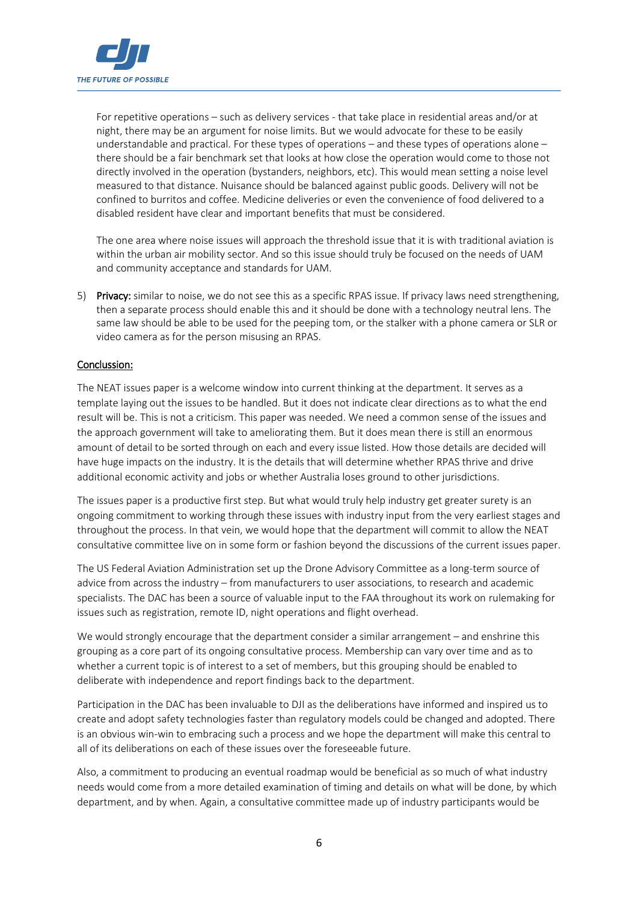For repetitive operations – such as delivery services - that take place in residential areas and/or at night, there may be an argument for noise limits. But we would advocate for these to be easily understandable and practical. For these types of operations – and these types of operations alone – there should be a fair benchmark set that looks at how close the operation would come to those not directly involved in the operation (bystanders, neighbors, etc). This would mean setting a noise level measured to that distance. Nuisance should be balanced against public goods. Delivery will not be confined to burritos and coffee. Medicine deliveries or even the convenience of food delivered to a disabled resident have clear and important benefits that must be considered.

The one area where noise issues will approach the threshold issue that it is with traditional aviation is within the urban air mobility sector. And so this issue should truly be focused on the needs of UAM and community acceptance and standards for UAM.

5) **Privacy:** similar to noise, we do not see this as a specific RPAS issue. If privacy laws need strengthening, then a separate process should enable this and it should be done with a technology neutral lens. The same law should be able to be used for the peeping tom, or the stalker with a phone camera or SLR or video camera as for the person misusing an RPAS.

<u>Conclussion:</u>

The NEAT issues paper is a welcome window into current thinking at the department. It serves as a template laying out the issues to be handled. But it does not indicate clear directions as to what the end result will be. This is not a criticism. This paper was needed. We need a common sense of the issues and the approach government will take to ameliorating them. But it does mean there is still an enormous amount of detail to be sorted through on each and every issue listed. How those details are decided will have huge impacts on the industry. It is the details that will determine whether RPAS thrive and drive additional economic activity and jobs or whether Australia loses ground to other jurisdictions.

The issues paper is a productive first step. But what would truly help industry get greater surety is an ongoing commitment to working through these issues with industry input from the very earliest stages and throughout the process. In that vein, we would hope that the department will commit to allow the NEAT consultative committee live on in some form or fashion beyond the discussions of the current issues paper.

The US Federal Aviation Administration set up the Drone Advisory Committee as a long-term source of advice from across the industry – from manufacturers to user associations, to research and academic specialists. The DAC has been a source of valuable input to the FAA throughout its work on rulemaking for issues such as registration, remote ID, night operations and flight overhead.

We would strongly encourage that the department consider a similar arrangement – and enshrine this grouping as a core part of its ongoing consultative process. Membership can vary over time and as to whether a current topic is of interest to a set of members, but this grouping should be enabled to deliberate with independence and report findings back to the department.

Participation in the DAC has been invaluable to DJI as the deliberations have informed and inspired us to create and adopt safety technologies faster than regulatory models could be changed and adopted. There is an obvious win-win to embracing such a process and we hope the department will make this central to all of its deliberations on each of these issues over the foreseeable future.

Also, a commitment to producing an eventual roadmap would be beneficial as so much of what industry needs would come from a more detailed examination of timing and details on what will be done, by which department, and by when. Again, a consultative committee made up of industry participants would be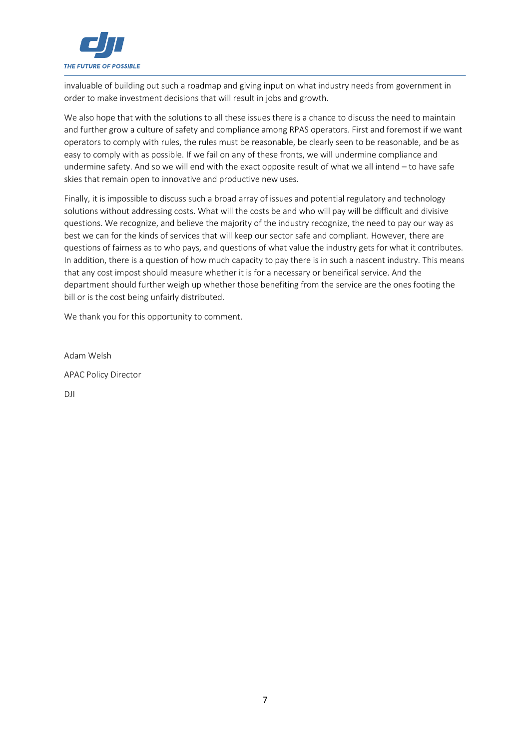invaluable of building out such a roadmap and giving input on what industry needs from government in order to make investment decisions that will result in jobs and growth.

We also hope that with the solutions to all these issues there is a chance to discuss the need to maintain and further grow a culture of safety and compliance among RPAS operators. First and foremost if we want operators to comply with rules, the rules must be reasonable, be clearly seen to be reasonable, and be as easy to comply with as possible. If we fail on any of these fronts, we will undermine compliance and undermine safety. And so we will end with the exact opposite result of what we all intend – to have safe skies that remain open to innovative and productive new uses.

Finally, it is impossible to discuss such a broad array of issues and potential regulatory and technology solutions without addressing costs. What will the costs be and who will pay will be difficult and divisive questions. We recognize, and believe the majority of the industry recognize, the need to pay our way as best we can for the kinds of services that will keep our sector safe and compliant. However, there are questions of fairness as to who pays, and questions of what value the industry gets for what it contributes. In addition, there is a question of how much capacity to pay there is in such a nascent industry. This means that any cost impost should measure whether it is for a necessary or beneifical service. And the department should further weigh up whether those benefiting from the service are the ones footing the bill or is the cost being unfairly distributed.

We thank you for this opportunity to comment.

Adam Welsh

APAC Policy Director

DJI